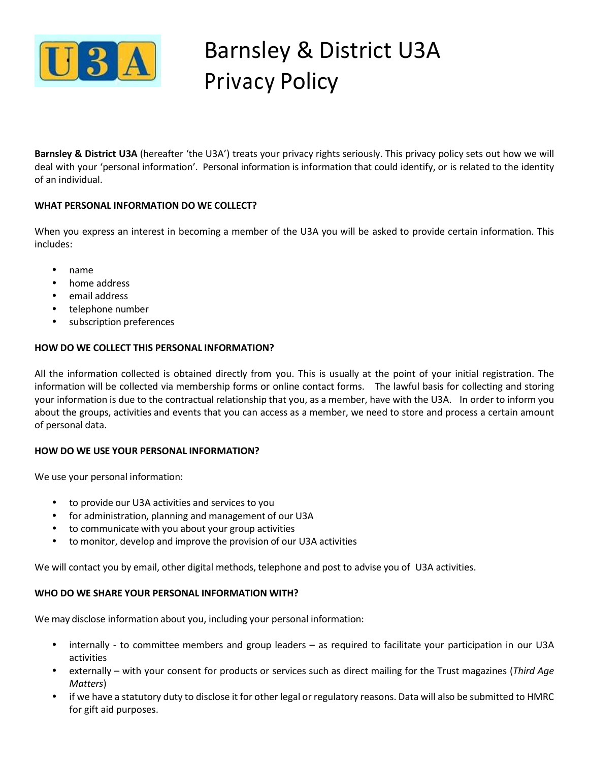# Barnsley & District U3A Privacy Policy

**Barnsley & District U3A** (hereafter 'the U3A') treats your privacy rights seriously. This privacy policy sets out how we will deal with your 'personal information'. Personal information is information that could identify, or is related to the identity of an individual.

**WHAT PERSONAL INFORMATION DO WE COLLECT?**

When you express an interest in becoming a member of the U3A you will be asked to provide certain information. This includes:

- name
- home address
- email address
- telephone number
- subscription preferences

**HOW DO WE COLLECT THIS PERSONAL INFORMATION?**

All the information collected is obtained directly from you. This is usually at the point of your initial registration. The information will be collected via membership forms or online contact forms. The lawful basis for collecting and storing your information is due to the contractual relationship that you, as a member, have with the U3A. In order to inform you about the groups, activities and events that you can access as a member, we need to store and process a certain amount of personal data.

**HOW DO WE USE YOUR PERSONAL INFORMATION?**

We use your personal information:

- to provide our U3A activities and services to you
- for administration, planning and management of our U3A
- to communicate with you about your group activities
- to monitor, develop and improve the provision of our U3A activities

We will contact you by email, other digital methods, telephone and post to advise you of U3A activities.

**WHO DO WE SHARE YOUR PERSONAL INFORMATION WITH?**

We may disclose information about you, including your personal information:

- internally - to committee members and group leaders – as required to facilitate your participation in our U3A activities
- externally – with your consent for products or services such as direct mailing for the Trust magazines (*Third Age Matters*)
- if we have a statutory duty to disclose it for other legal or regulatory reasons. Data will also be submitted to HMRC for gift aid purposes.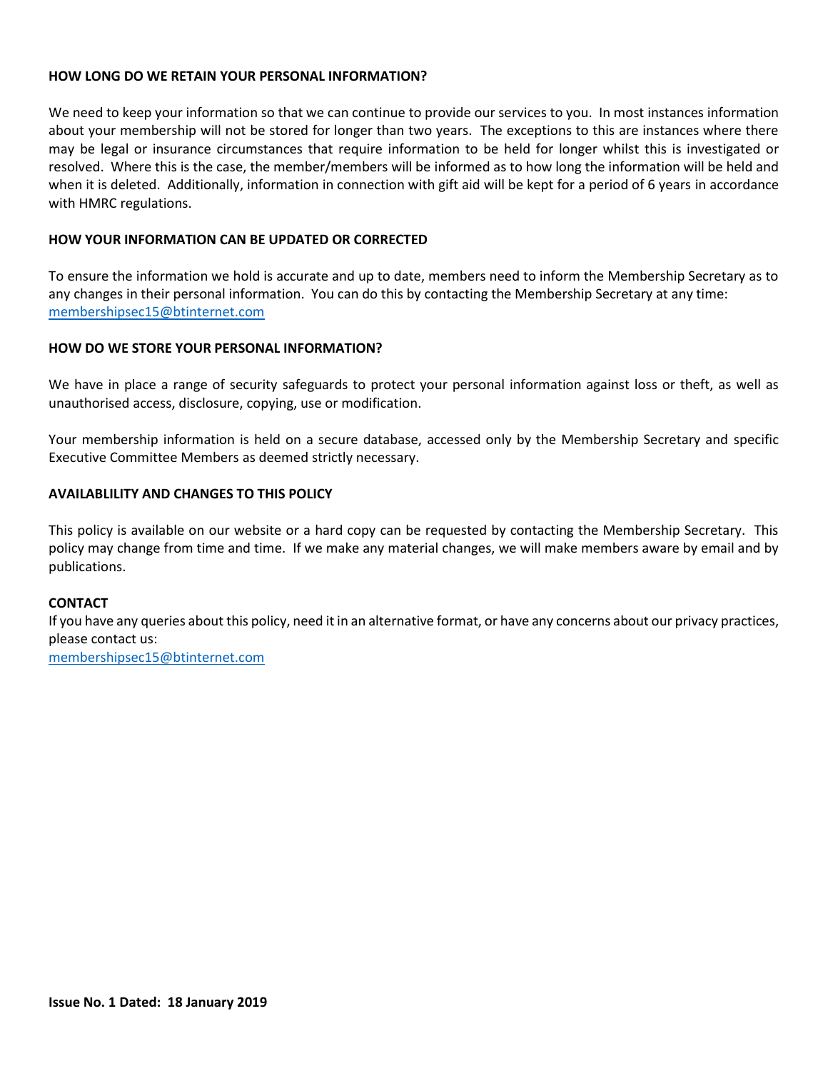**HOW LONG DO WE RETAIN YOUR PERSONAL INFORMATION?**

We need to keep your information so that we can continue to provide our services to you. In most instances information about your membership will not be stored for longer than two years. The exceptions to this are instances where there may be legal or insurance circumstances that require information to be held for longer whilst this is investigated or resolved. Where this is the case, the member/members will be informed as to how long the information will be held and when it is deleted. Additionally, information in connection with gift aid will be kept for a period of 6 years in accordance with HMRC regulations.

**HOW YOUR INFORMATION CAN BE UPDATED OR CORRECTED**

To ensure the information we hold is accurate and up to date, members need to inform the Membership Secretary as to any changes in their personal information. You can do this by contacting the Membership Secretary at any time: membershipsec15@btinternet.com

**HOW DO WE STORE YOUR PERSONAL INFORMATION?**

We have in place a range of security safeguards to protect your personal information against loss or theft, as well as unauthorised access, disclosure, copying, use or modification.

Your membership information is held on a secure database, accessed only by the Membership Secretary and specific Executive Committee Members as deemed strictly necessary.

**AVAILABLILITY AND CHANGES TO THIS POLICY**

This policy is available on our website or a hard copy can be requested by contacting the Membership Secretary. This policy may change from time and time. If we make any material changes, we will make members aware by email and by publications.

**CONTACT**

If you have any queries about this policy, need it in an alternative format, or have any concerns about our privacy practices, please contact us:
membershipsec15@btinternet.com

**Issue No. 1 Dated: 18 January 2019**